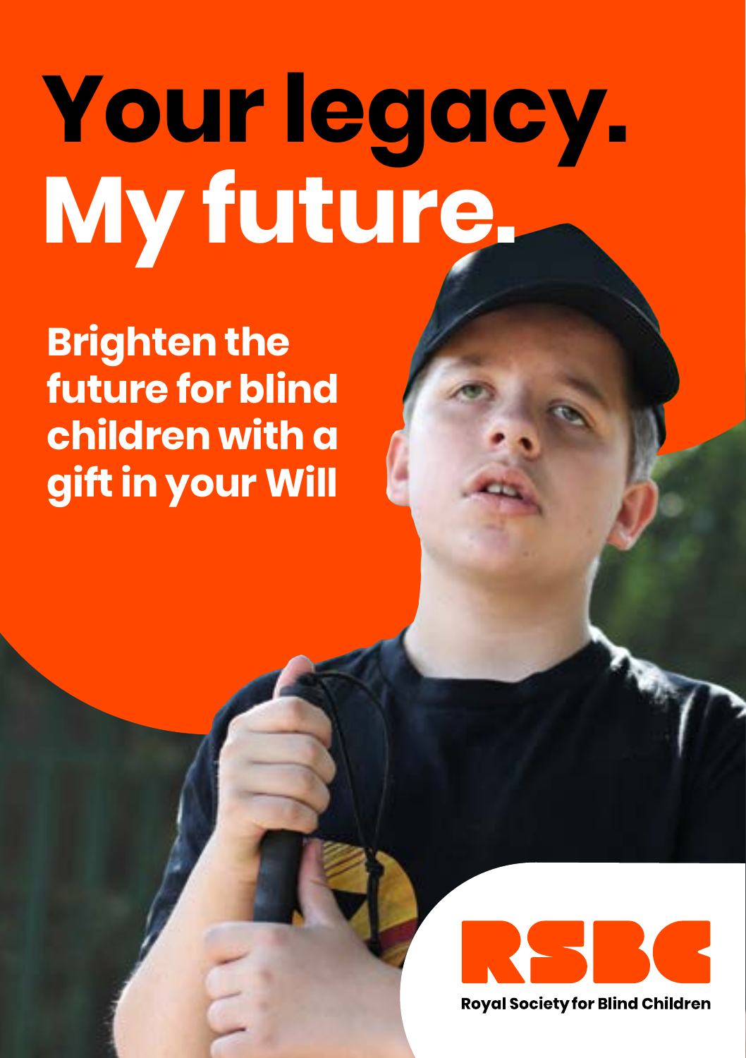# Your legacy. My future.

## Brighten the future for blind children with a gift in your Will

RSBC

Royal Society for Blind Children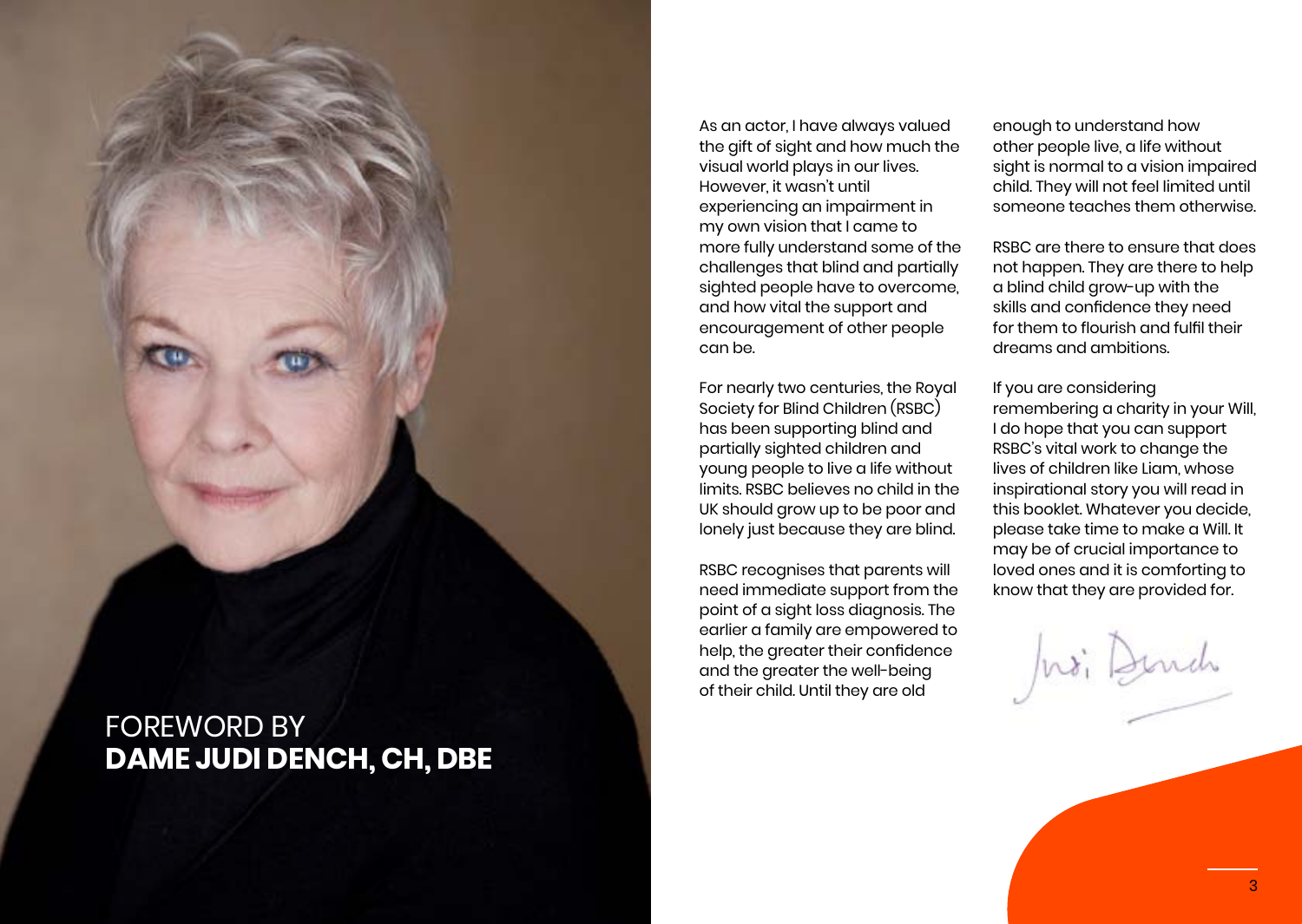# FOREWORD BY **DAME JUDI DENCH, CH, DBE**

As an actor, I have always valued the gift of sight and how much the visual world plays in our lives. However, it wasn't until experiencing an impairment in my own vision that I came to more fully understand some of the challenges that blind and partially sighted people have to overcome, and how vital the support and encouragement of other people can be.

For nearly two centuries, the Royal Society for Blind Children (RSBC) has been supporting blind and partially sighted children and young people to live a life without limits. RSBC believes no child in the UK should grow up to be poor and lonely just because they are blind.

RSBC recognises that parents will need immediate support from the point of a sight loss diagnosis. The earlier a family are empowered to help, the greater their confidence and the greater the well-being of their child. Until they are old enough to understand how other people live, a life without sight is normal to a vision impaired child. They will not feel limited until someone teaches them otherwise.

RSBC are there to ensure that does not happen. They are there to help a blind child grow-up with the skills and confidence they need for them to flourish and fulfil their dreams and ambitions.

If you are considering remembering a charity in your Will, I do hope that you can support RSBC's vital work to change the lives of children like Liam, whose inspirational story you will read in this booklet. Whatever you decide, please take time to make a Will. It may be of crucial importance to loved ones and it is comforting to know that they are provided for.

Judi Dench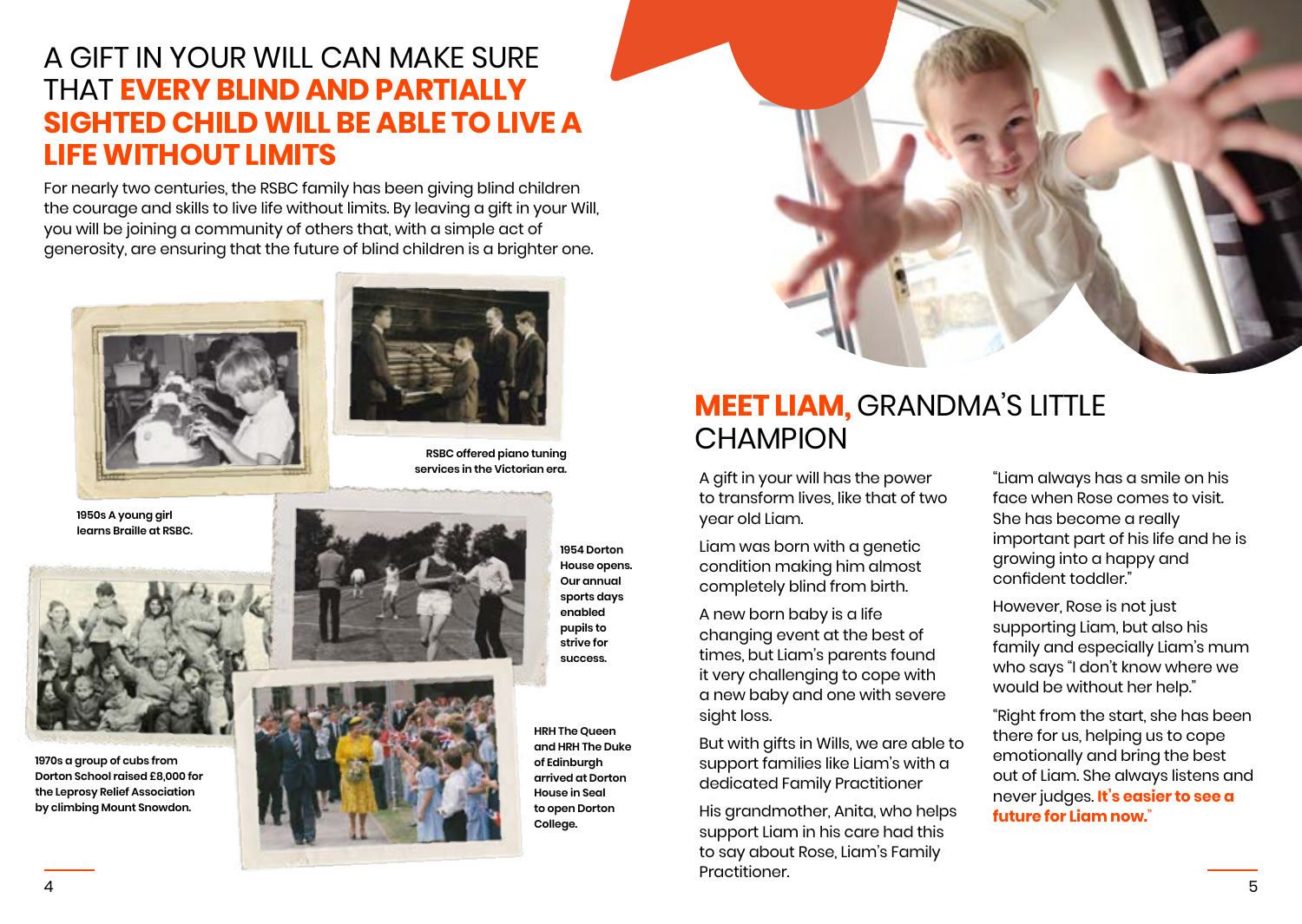# A GIFT IN YOUR WILL CAN MAKE SURE THAT **EVERY BLIND AND PARTIALLY SIGHTED CHILD WILL BE ABLE TO LIVE A LIFE WITHOUT LIMITS**

For nearly two centuries, the RSBC family has been giving blind children the courage and skills to live life without limits. By leaving a gift in your Will, you will be joining a community of others that, with a simple act of generosity, are ensuring that the future of blind children is a brighter one.

**1950s A young girl learns Braille at RSBC.**

**RSBC offered piano tuning services in the Victorian era.**

**1954 Dorton House opens. Our annual sports days enabled pupils to strive for success.**

**1970s a group of cubs from Dorton School raised £8,000 for the Leprosy Relief Association by climbing Mount Snowdon.**

**HRH The Queen and HRH The Duke of Edinburgh arrived at Dorton House in Seal to open Dorton College.**

## **MEET LIAM,** GRANDMA'S LITTLE CHAMPION

A gift in your will has the power to transform lives, like that of two year old Liam.

Liam was born with a genetic condition making him almost completely blind from birth.

A new born baby is a life changing event at the best of times, but Liam's parents found it very challenging to cope with a new baby and one with severe sight loss.

But with gifts in Wills, we are able to support families like Liam's with a dedicated Family Practitioner

His grandmother, Anita, who helps support Liam in his care had this to say about Rose, Liam's Family Practitioner.

"Liam always has a smile on his face when Rose comes to visit. She has become a really important part of his life and he is growing into a happy and confident toddler."

However, Rose is not just supporting Liam, but also his family and especially Liam's mum who says "I don't know where we would be without her help."

"Right from the start, she has been there for us, helping us to cope emotionally and bring the best out of Liam. She always listens and never judges. **It's easier to see a future for Liam now.**"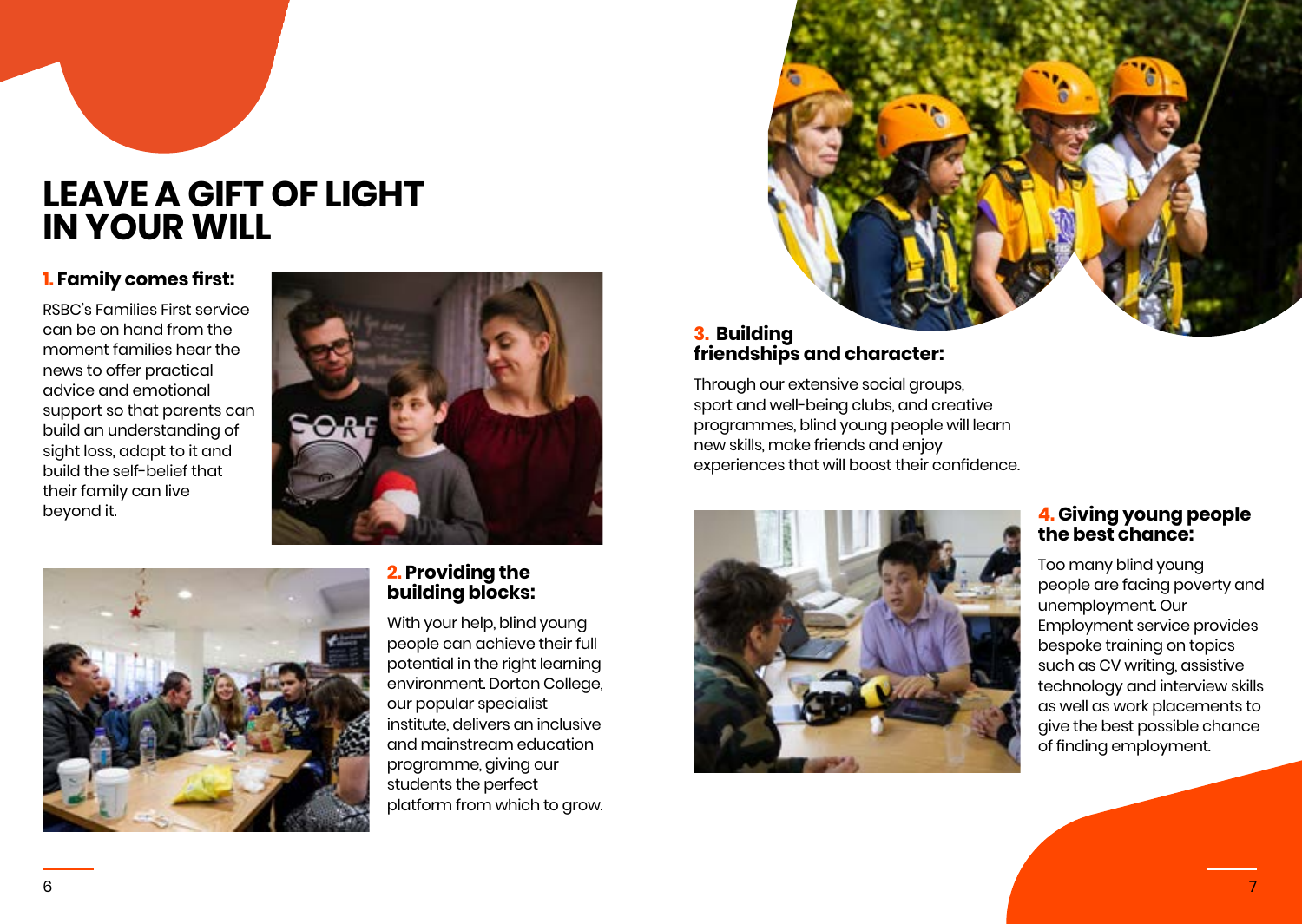# LEAVE A GIFT OF LIGHT IN YOUR WILL

### 1. Family comes first:

RSBC's Families First service can be on hand from the moment families hear the news to offer practical advice and emotional support so that parents can build an understanding of sight loss, adapt to it and build the self-belief that their family can live beyond it.

### 2. Providing the building blocks:

With your help, blind young people can achieve their full potential in the right learning environment. Dorton College, our popular specialist institute, delivers an inclusive and mainstream education programme, giving our students the perfect platform from which to grow.

### 3. Building friendships and character:

Through our extensive social groups, sport and well-being clubs, and creative programmes, blind young people will learn new skills, make friends and enjoy experiences that will boost their confidence.

### 4. Giving young people the best chance:

Too many blind young people are facing poverty and unemployment. Our Employment service provides bespoke training on topics such as CV writing, assistive technology and interview skills as well as work placements to give the best possible chance of finding employment.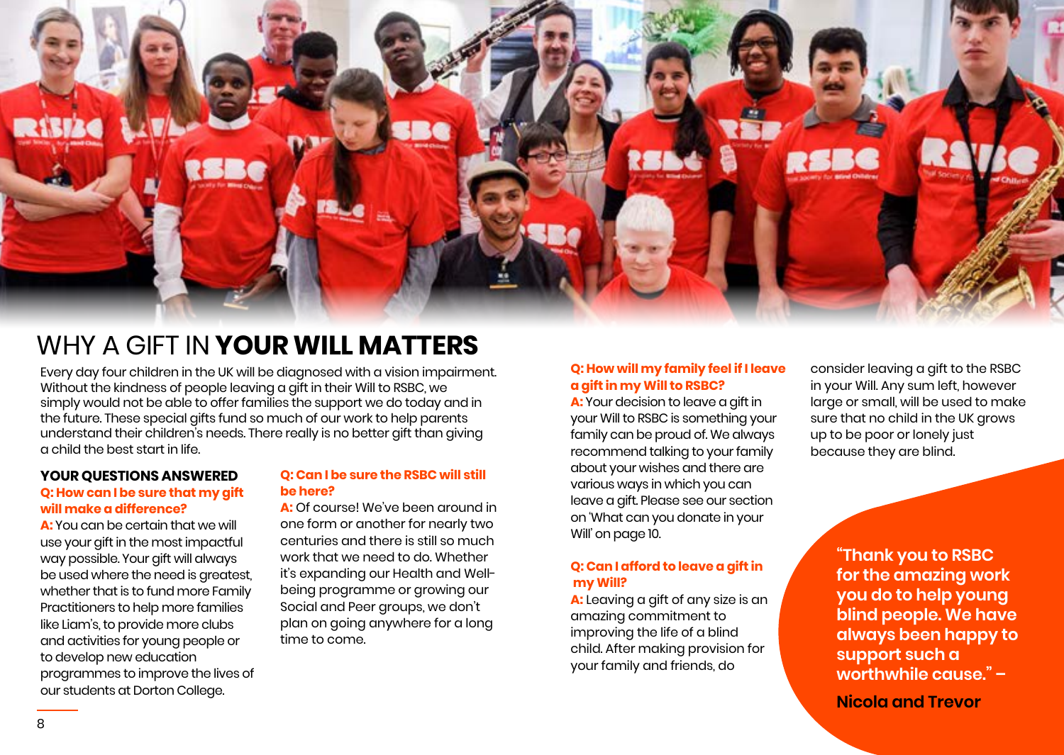# WHY A GIFT IN **YOUR WILL MATTERS**

Every day four children in the UK will be diagnosed with a vision impairment. Without the kindness of people leaving a gift in their Will to RSBC, we simply would not be able to offer families the support we do today and in the future. These special gifts fund so much of our work to help parents understand their children's needs. There really is no better gift than giving a child the best start in life.

## YOUR QUESTIONS ANSWERED

**Q: How can I be sure that my gift will make a difference?**

**A:** You can be certain that we will use your gift in the most impactful way possible. Your gift will always be used where the need is greatest, whether that is to fund more Family Practitioners to help more families like Liam's, to provide more clubs and activities for young people or to develop new education programmes to improve the lives of our students at Dorton College.

**Q: Can I be sure the RSBC will still be here?**

**A:** Of course! We've been around in one form or another for nearly two centuries and there is still so much work that we need to do. Whether it's expanding our Health and Well-being programme or growing our Social and Peer groups, we don't plan on going anywhere for a long time to come.

**Q: How will my family feel if I leave a gift in my Will to RSBC?**

**A:** Your decision to leave a gift in your Will to RSBC is something your family can be proud of. We always recommend talking to your family about your wishes and there are various ways in which you can leave a gift. Please see our section on 'What can you donate in your Will' on page 10.

**Q: Can I afford to leave a gift in my Will?**

**A:** Leaving a gift of any size is an amazing commitment to improving the life of a blind child. After making provision for your family and friends, do consider leaving a gift to the RSBC in your Will. Any sum left, however large or small, will be used to make sure that no child in the UK grows up to be poor or lonely just because they are blind.

**"Thank you to RSBC for the amazing work you do to help young blind people. We have always been happy to support such a worthwhile cause." –**

**Nicola and Trevor**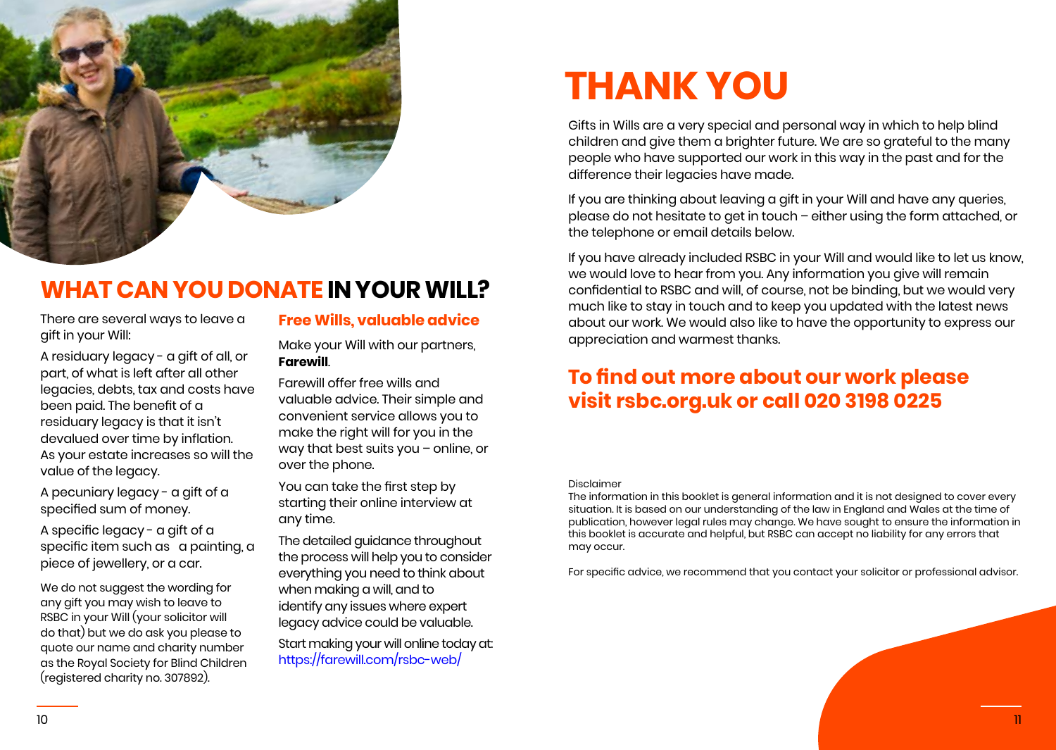## WHAT CAN YOU DONATE IN YOUR WILL?

There are several ways to leave a gift in your Will:

A residuary legacy - a gift of all, or part, of what is left after all other legacies, debts, tax and costs have been paid. The benefit of a residuary legacy is that it isn't devalued over time by inflation. As your estate increases so will the value of the legacy.

A pecuniary legacy - a gift of a specified sum of money.

A specific legacy - a gift of a specific item such as a painting, a piece of jewellery, or a car.

We do not suggest the wording for any gift you may wish to leave to RSBC in your Will (your solicitor will do that) but we do ask you please to quote our name and charity number as the Royal Society for Blind Children (registered charity no. 307892).

### Free Wills, valuable advice

Make your Will with our partners, **Farewill**.

Farewill offer free wills and valuable advice. Their simple and convenient service allows you to make the right will for you in the way that best suits you – online, or over the phone.

You can take the first step by starting their online interview at any time.

The detailed guidance throughout the process will help you to consider everything you need to think about when making a will, and to identify any issues where expert legacy advice could be valuable.

Start making your will online today at: https://farewill.com/rsbc-web/

# THANK YOU

Gifts in Wills are a very special and personal way in which to help blind children and give them a brighter future. We are so grateful to the many people who have supported our work in this way in the past and for the difference their legacies have made.

If you are thinking about leaving a gift in your Will and have any queries, please do not hesitate to get in touch – either using the form attached, or the telephone or email details below.

If you have already included RSBC in your Will and would like to let us know, we would love to hear from you. Any information you give will remain confidential to RSBC and will, of course, not be binding, but we would very much like to stay in touch and to keep you updated with the latest news about our work. We would also like to have the opportunity to express our appreciation and warmest thanks.

## To find out more about our work please visit rsbc.org.uk or call 020 3198 0225

Disclaimer

The information in this booklet is general information and it is not designed to cover every situation. It is based on our understanding of the law in England and Wales at the time of publication, however legal rules may change. We have sought to ensure the information in this booklet is accurate and helpful, but RSBC can accept no liability for any errors that may occur.

For specific advice, we recommend that you contact your solicitor or professional advisor.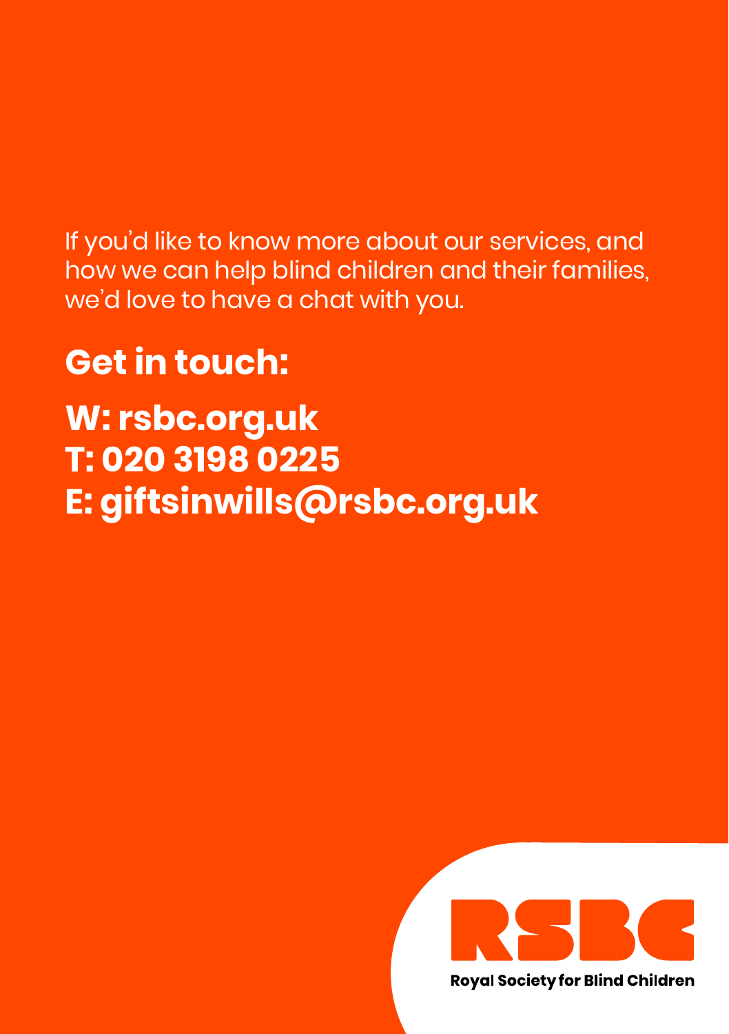If you'd like to know more about our services, and how we can help blind children and their families, we'd love to have a chat with you.

## Get in touch:

**W: rsbc.org.uk**
**T: 020 3198 0225**
**E: giftsinwills@rsbc.org.uk**

RSBC
Royal Society for Blind Children